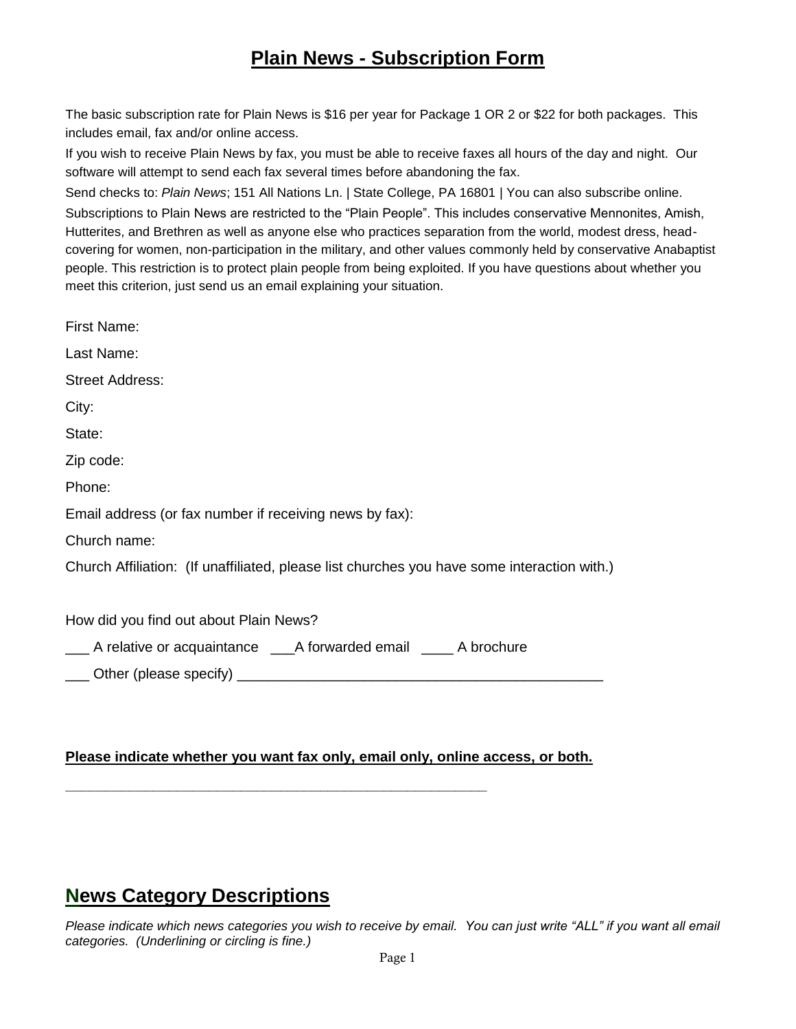# Plain News - Subscription Form

The basic subscription rate for Plain News is $16 per year for Package 1 OR 2 or $22 for both packages. This includes email, fax and/or online access.

If you wish to receive Plain News by fax, you must be able to receive faxes all hours of the day and night. Our software will attempt to send each fax several times before abandoning the fax.

Send checks to: *Plain News*; 151 All Nations Ln. | State College, PA 16801 | You can also subscribe online.

Subscriptions to Plain News are restricted to the "Plain People". This includes conservative Mennonites, Amish, Hutterites, and Brethren as well as anyone else who practices separation from the world, modest dress, head-covering for women, non-participation in the military, and other values commonly held by conservative Anabaptist people. This restriction is to protect plain people from being exploited. If you have questions about whether you meet this criterion, just send us an email explaining your situation.

First Name:

Last Name:

Street Address:

City:

State:

Zip code:

Phone:

Email address (or fax number if receiving news by fax):

Church name:

Church Affiliation: (If unaffiliated, please list churches you have some interaction with.)

How did you find out about Plain News?

___ A relative or acquaintance ___A forwarded email ____ A brochure

___ Other (please specify) _______________________________________________

**Please indicate whether you want fax only, email only, online access, or both.**

_________________________________________________________

## News Category Descriptions

*Please indicate which news categories you wish to receive by email. You can just write "ALL" if you want all email categories. (Underlining or circling is fine.)*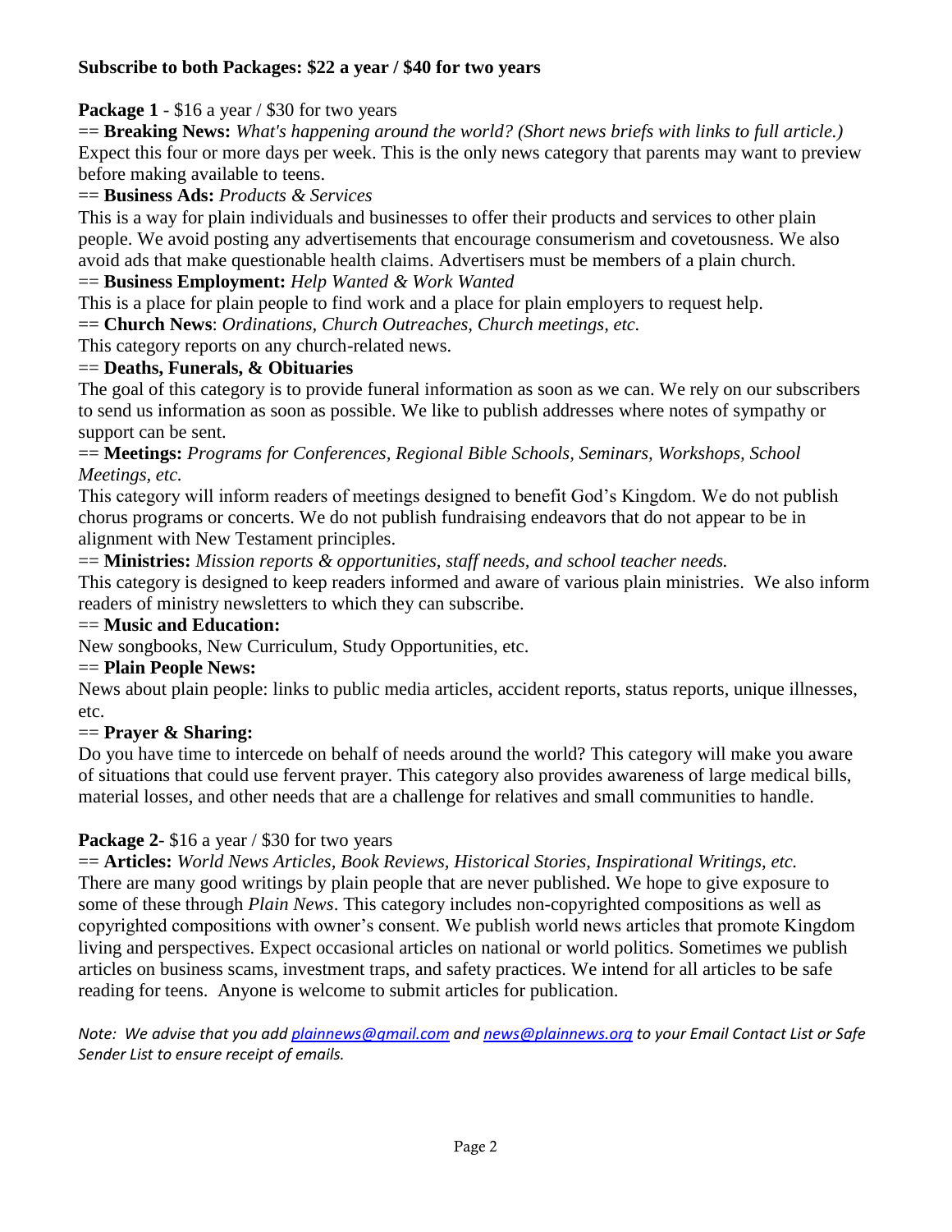**Subscribe to both Packages: $22 a year / $40 for two years**

**Package 1** - $16 a year / $30 for two years

== **Breaking News:** *What's happening around the world? (Short news briefs with links to full article.)* Expect this four or more days per week. This is the only news category that parents may want to preview before making available to teens.

== **Business Ads:** *Products & Services*

This is a way for plain individuals and businesses to offer their products and services to other plain people. We avoid posting any advertisements that encourage consumerism and covetousness. We also avoid ads that make questionable health claims. Advertisers must be members of a plain church.

== **Business Employment:** *Help Wanted & Work Wanted*

This is a place for plain people to find work and a place for plain employers to request help.

== **Church News**: *Ordinations, Church Outreaches, Church meetings, etc.*

This category reports on any church-related news.

== **Deaths, Funerals, & Obituaries**

The goal of this category is to provide funeral information as soon as we can. We rely on our subscribers to send us information as soon as possible. We like to publish addresses where notes of sympathy or support can be sent.

== **Meetings:** *Programs for Conferences, Regional Bible Schools, Seminars, Workshops, School Meetings, etc.*

This category will inform readers of meetings designed to benefit God's Kingdom. We do not publish chorus programs or concerts. We do not publish fundraising endeavors that do not appear to be in alignment with New Testament principles.

== **Ministries:** *Mission reports & opportunities, staff needs, and school teacher needs.*

This category is designed to keep readers informed and aware of various plain ministries. We also inform readers of ministry newsletters to which they can subscribe.

== **Music and Education:**

New songbooks, New Curriculum, Study Opportunities, etc.

== **Plain People News:**

News about plain people: links to public media articles, accident reports, status reports, unique illnesses, etc.

== **Prayer & Sharing:**

Do you have time to intercede on behalf of needs around the world? This category will make you aware of situations that could use fervent prayer. This category also provides awareness of large medical bills, material losses, and other needs that are a challenge for relatives and small communities to handle.

**Package 2**- $16 a year / $30 for two years

== **Articles:** *World News Articles, Book Reviews, Historical Stories, Inspirational Writings, etc.*

There are many good writings by plain people that are never published. We hope to give exposure to some of these through *Plain News*. This category includes non-copyrighted compositions as well as copyrighted compositions with owner's consent. We publish world news articles that promote Kingdom living and perspectives. Expect occasional articles on national or world politics. Sometimes we publish articles on business scams, investment traps, and safety practices. We intend for all articles to be safe reading for teens. Anyone is welcome to submit articles for publication.

*Note: We advise that you add plainnews@gmail.com and news@plainnews.org to your Email Contact List or Safe Sender List to ensure receipt of emails.*